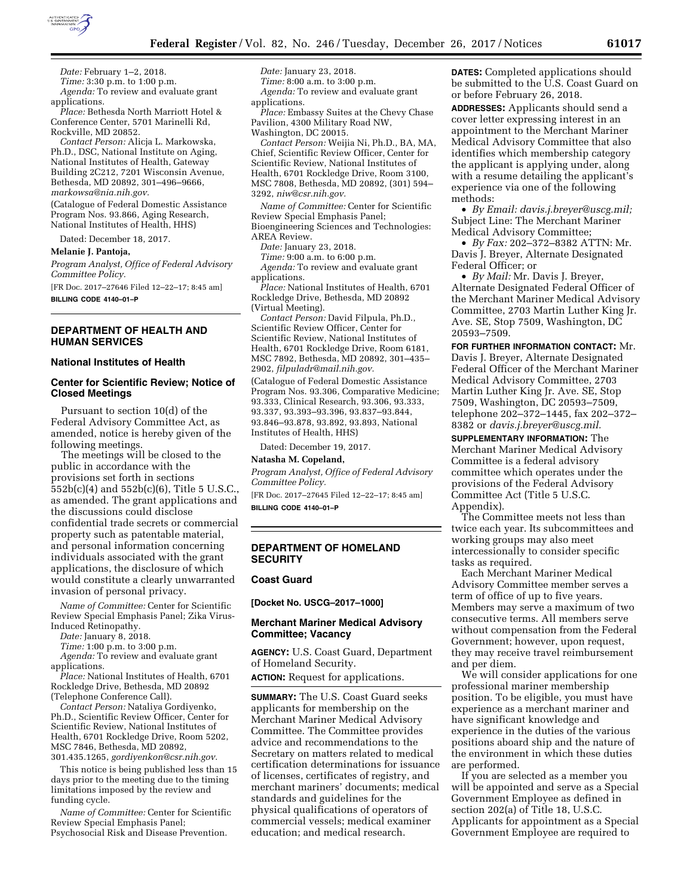*Date:* February 1–2, 2018.

*Time:* 3:30 p.m. to 1:00 p.m.

*Agenda:* To review and evaluate grant applications.

*Place:* Bethesda North Marriott Hotel & Conference Center, 5701 Marinelli Rd, Rockville, MD 20852.

*Contact Person:* Alicja L. Markowska, Ph.D., DSC, National Institute on Aging, National Institutes of Health, Gateway Building 2C212, 7201 Wisconsin Avenue, Bethesda, MD 20892, 301–496–9666, *markowsa@nia.nih.gov.*

(Catalogue of Federal Domestic Assistance Program Nos. 93.866, Aging Research, National Institutes of Health, HHS)

Dated: December 18, 2017.

**Melanie J. Pantoja,**

*Program Analyst, Office of Federal Advisory Committee Policy.*

[FR Doc. 2017–27646 Filed 12–22–17; 8:45 am]

**BILLING CODE 4140–01–P**

## DEPARTMENT OF HEALTH AND HUMAN SERVICES

### National Institutes of Health

### Center for Scientific Review; Notice of Closed Meetings

Pursuant to section 10(d) of the Federal Advisory Committee Act, as amended, notice is hereby given of the following meetings.

The meetings will be closed to the public in accordance with the provisions set forth in sections 552b(c)(4) and 552b(c)(6), Title 5 U.S.C., as amended. The grant applications and the discussions could disclose confidential trade secrets or commercial property such as patentable material, and personal information concerning individuals associated with the grant applications, the disclosure of which would constitute a clearly unwarranted invasion of personal privacy.

*Name of Committee:* Center for Scientific Review Special Emphasis Panel; Zika Virus-Induced Retinopathy.

*Date:* January 8, 2018.

*Time:* 1:00 p.m. to 3:00 p.m.

*Agenda:* To review and evaluate grant applications.

*Place:* National Institutes of Health, 6701 Rockledge Drive, Bethesda, MD 20892 (Telephone Conference Call).

*Contact Person:* Nataliya Gordiyenko, Ph.D., Scientific Review Officer, Center for Scientific Review, National Institutes of Health, 6701 Rockledge Drive, Room 5202, MSC 7846, Bethesda, MD 20892, 301.435.1265, *gordiyenkon@csr.nih.gov.*

This notice is being published less than 15 days prior to the meeting due to the timing limitations imposed by the review and funding cycle.

*Name of Committee:* Center for Scientific Review Special Emphasis Panel; Psychosocial Risk and Disease Prevention.

*Date:* January 23, 2018.

*Time:* 8:00 a.m. to 3:00 p.m.

*Agenda:* To review and evaluate grant applications.

*Place:* Embassy Suites at the Chevy Chase Pavilion, 4300 Military Road NW, Washington, DC 20015.

*Contact Person:* Weijia Ni, Ph.D., BA, MA, Chief, Scientific Review Officer, Center for Scientific Review, National Institutes of Health, 6701 Rockledge Drive, Room 3100, MSC 7808, Bethesda, MD 20892, (301) 594–3292, *niw@csr.nih.gov.*

*Name of Committee:* Center for Scientific Review Special Emphasis Panel; Bioengineering Sciences and Technologies: AREA Review.

*Date:* January 23, 2018.

*Time:* 9:00 a.m. to 6:00 p.m.

*Agenda:* To review and evaluate grant applications.

*Place:* National Institutes of Health, 6701 Rockledge Drive, Bethesda, MD 20892 (Virtual Meeting).

*Contact Person:* David Filpula, Ph.D., Scientific Review Officer, Center for Scientific Review, National Institutes of Health, 6701 Rockledge Drive, Room 6181, MSC 7892, Bethesda, MD 20892, 301–435–2902, *filpuladr@mail.nih.gov.*

(Catalogue of Federal Domestic Assistance Program Nos. 93.306, Comparative Medicine; 93.333, Clinical Research, 93.306, 93.333, 93.337, 93.393–93.396, 93.837–93.844, 93.846–93.878, 93.892, 93.893, National Institutes of Health, HHS)

Dated: December 19, 2017.

**Natasha M. Copeland,**

*Program Analyst, Office of Federal Advisory Committee Policy.*

[FR Doc. 2017–27645 Filed 12–22–17; 8:45 am]

**BILLING CODE 4140–01–P**

## DEPARTMENT OF HOMELAND SECURITY

### Coast Guard

**[Docket No. USCG–2017–1000]**

### Merchant Mariner Medical Advisory Committee; Vacancy

**AGENCY:** U.S. Coast Guard, Department of Homeland Security.

**ACTION:** Request for applications.

**SUMMARY:** The U.S. Coast Guard seeks applicants for membership on the Merchant Mariner Medical Advisory Committee. The Committee provides advice and recommendations to the Secretary on matters related to medical certification determinations for issuance of licenses, certificates of registry, and merchant mariners' documents; medical standards and guidelines for the physical qualifications of operators of commercial vessels; medical examiner education; and medical research.

**DATES:** Completed applications should be submitted to the U.S. Coast Guard on or before February 26, 2018.

**ADDRESSES:** Applicants should send a cover letter expressing interest in an appointment to the Merchant Mariner Medical Advisory Committee that also identifies which membership category the applicant is applying under, along with a resume detailing the applicant's experience via one of the following methods:

- *By Email: davis.j.breyer@uscg.mil;* Subject Line: The Merchant Mariner Medical Advisory Committee;
- *By Fax:* 202–372–8382 ATTN: Mr. Davis J. Breyer, Alternate Designated Federal Officer; or
- *By Mail:* Mr. Davis J. Breyer, Alternate Designated Federal Officer of the Merchant Mariner Medical Advisory Committee, 2703 Martin Luther King Jr. Ave. SE, Stop 7509, Washington, DC 20593–7509.

**FOR FURTHER INFORMATION CONTACT:** Mr. Davis J. Breyer, Alternate Designated Federal Officer of the Merchant Mariner Medical Advisory Committee, 2703 Martin Luther King Jr. Ave. SE, Stop 7509, Washington, DC 20593–7509, telephone 202–372–1445, fax 202–372–8382 or *davis.j.breyer@uscg.mil.*

**SUPPLEMENTARY INFORMATION:** The Merchant Mariner Medical Advisory Committee is a federal advisory committee which operates under the provisions of the Federal Advisory Committee Act (Title 5 U.S.C. Appendix).

The Committee meets not less than twice each year. Its subcommittees and working groups may also meet intercessionally to consider specific tasks as required.

Each Merchant Mariner Medical Advisory Committee member serves a term of office of up to five years. Members may serve a maximum of two consecutive terms. All members serve without compensation from the Federal Government; however, upon request, they may receive travel reimbursement and per diem.

We will consider applications for one professional mariner membership position. To be eligible, you must have experience as a merchant mariner and have significant knowledge and experience in the duties of the various positions aboard ship and the nature of the environment in which these duties are performed.

If you are selected as a member you will be appointed and serve as a Special Government Employee as defined in section 202(a) of Title 18, U.S.C. Applicants for appointment as a Special Government Employee are required to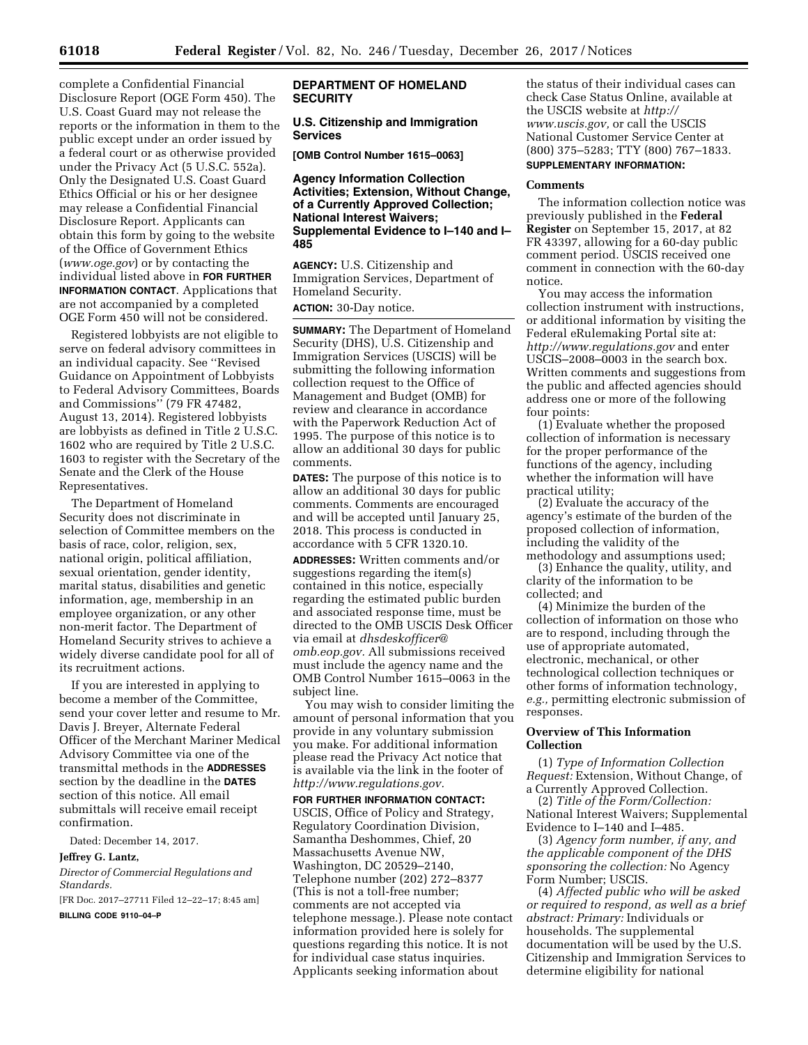complete a Confidential Financial Disclosure Report (OGE Form 450). The U.S. Coast Guard may not release the reports or the information in them to the public except under an order issued by a federal court or as otherwise provided under the Privacy Act (5 U.S.C. 552a). Only the Designated U.S. Coast Guard Ethics Official or his or her designee may release a Confidential Financial Disclosure Report. Applicants can obtain this form by going to the website of the Office of Government Ethics (*www.oge.gov*) or by contacting the individual listed above in **FOR FURTHER INFORMATION CONTACT**. Applications that are not accompanied by a completed OGE Form 450 will not be considered.

Registered lobbyists are not eligible to serve on federal advisory committees in an individual capacity. See ''Revised Guidance on Appointment of Lobbyists to Federal Advisory Committees, Boards and Commissions'' (79 FR 47482, August 13, 2014). Registered lobbyists are lobbyists as defined in Title 2 U.S.C. 1602 who are required by Title 2 U.S.C. 1603 to register with the Secretary of the Senate and the Clerk of the House Representatives.

The Department of Homeland Security does not discriminate in selection of Committee members on the basis of race, color, religion, sex, national origin, political affiliation, sexual orientation, gender identity, marital status, disabilities and genetic information, age, membership in an employee organization, or any other non-merit factor. The Department of Homeland Security strives to achieve a widely diverse candidate pool for all of its recruitment actions.

If you are interested in applying to become a member of the Committee, send your cover letter and resume to Mr. Davis J. Breyer, Alternate Federal Officer of the Merchant Mariner Medical Advisory Committee via one of the transmittal methods in the **ADDRESSES** section by the deadline in the **DATES** section of this notice. All email submittals will receive email receipt confirmation.

Dated: December 14, 2017.

**Jeffrey G. Lantz,**

*Director of Commercial Regulations and Standards.*

[FR Doc. 2017–27711 Filed 12–22–17; 8:45 am]

**BILLING CODE 9110–04–P**

## DEPARTMENT OF HOMELAND SECURITY

### U.S. Citizenship and Immigration Services

**[OMB Control Number 1615–0063]**

### Agency Information Collection Activities; Extension, Without Change, of a Currently Approved Collection; National Interest Waivers; Supplemental Evidence to I–140 and I–485

**AGENCY:** U.S. Citizenship and Immigration Services, Department of Homeland Security.

**ACTION:** 30-Day notice.

**SUMMARY:** The Department of Homeland Security (DHS), U.S. Citizenship and Immigration Services (USCIS) will be submitting the following information collection request to the Office of Management and Budget (OMB) for review and clearance in accordance with the Paperwork Reduction Act of 1995. The purpose of this notice is to allow an additional 30 days for public comments.

**DATES:** The purpose of this notice is to allow an additional 30 days for public comments. Comments are encouraged and will be accepted until January 25, 2018. This process is conducted in accordance with 5 CFR 1320.10.

**ADDRESSES:** Written comments and/or suggestions regarding the item(s) contained in this notice, especially regarding the estimated public burden and associated response time, must be directed to the OMB USCIS Desk Officer via email at *dhsdeskofficer@omb.eop.gov.* All submissions received must include the agency name and the OMB Control Number 1615–0063 in the subject line.

You may wish to consider limiting the amount of personal information that you provide in any voluntary submission you make. For additional information please read the Privacy Act notice that is available via the link in the footer of *http://www.regulations.gov.*

**FOR FURTHER INFORMATION CONTACT:** USCIS, Office of Policy and Strategy, Regulatory Coordination Division, Samantha Deshommes, Chief, 20 Massachusetts Avenue NW, Washington, DC 20529–2140, Telephone number (202) 272–8377 (This is not a toll-free number; comments are not accepted via telephone message.). Please note contact information provided here is solely for questions regarding this notice. It is not for individual case status inquiries. Applicants seeking information about the status of their individual cases can check Case Status Online, available at the USCIS website at *http://www.uscis.gov,* or call the USCIS National Customer Service Center at (800) 375–5283; TTY (800) 767–1833.

**SUPPLEMENTARY INFORMATION:**

#### Comments

The information collection notice was previously published in the **Federal Register** on September 15, 2017, at 82 FR 43397, allowing for a 60-day public comment period. USCIS received one comment in connection with the 60-day notice.

You may access the information collection instrument with instructions, or additional information by visiting the Federal eRulemaking Portal site at: *http://www.regulations.gov* and enter USCIS–2008–0003 in the search box. Written comments and suggestions from the public and affected agencies should address one or more of the following four points:

(1) Evaluate whether the proposed collection of information is necessary for the proper performance of the functions of the agency, including whether the information will have practical utility;

(2) Evaluate the accuracy of the agency's estimate of the burden of the proposed collection of information, including the validity of the methodology and assumptions used;

(3) Enhance the quality, utility, and clarity of the information to be collected; and

(4) Minimize the burden of the collection of information on those who are to respond, including through the use of appropriate automated, electronic, mechanical, or other technological collection techniques or other forms of information technology, *e.g.,* permitting electronic submission of responses.

#### Overview of This Information Collection

(1) *Type of Information Collection Request:* Extension, Without Change, of a Currently Approved Collection.

(2) *Title of the Form/Collection:* National Interest Waivers; Supplemental Evidence to I–140 and I–485.

(3) *Agency form number, if any, and the applicable component of the DHS sponsoring the collection:* No Agency Form Number; USCIS.

(4) *Affected public who will be asked or required to respond, as well as a brief abstract: Primary:* Individuals or households. The supplemental documentation will be used by the U.S. Citizenship and Immigration Services to determine eligibility for national